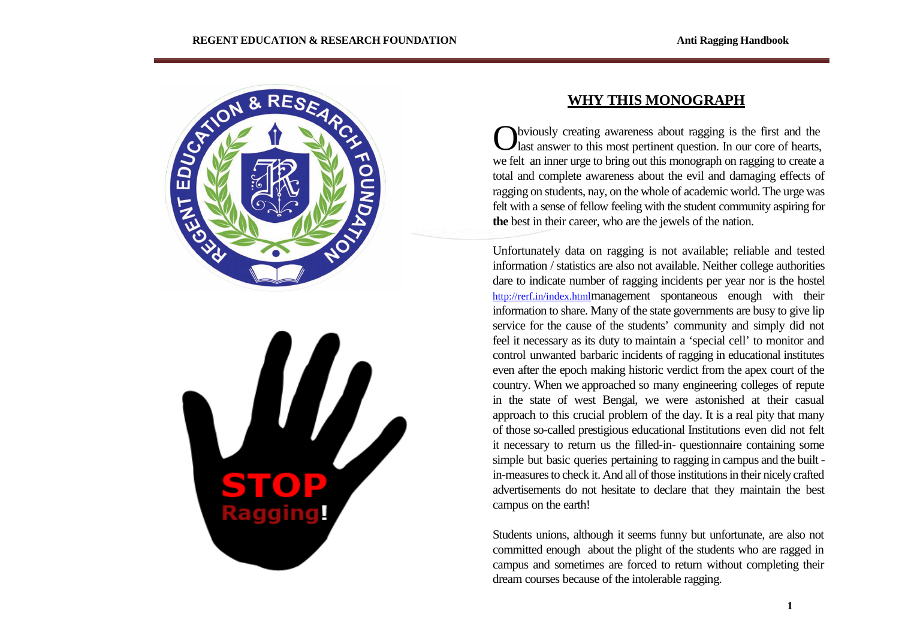## WHY THIS MONOGRAPH

Obviously creating awareness about ragging is the first and the last answer to this most pertinent question. In our core of hearts, we felt an inner urge to bring out this monograph on ragging to create a total and complete awareness about the evil and damaging effects of ragging on students, nay, on the whole of academic world. The urge was felt with a sense of fellow feeling with the student community aspiring for **the** best in their career, who are the jewels of the nation.

Unfortunately data on ragging is not available; reliable and tested information / statistics are also not available. Neither college authorities dare to indicate number of ragging incidents per year nor is the hostel http://rerf.in/index.htmlmanagement spontaneous enough with their information to share. Many of the state governments are busy to give lip service for the cause of the students' community and simply did not feel it necessary as its duty to maintain a 'special cell' to monitor and control unwanted barbaric incidents of ragging in educational institutes even after the epoch making historic verdict from the apex court of the country. When we approached so many engineering colleges of repute in the state of west Bengal, we were astonished at their casual approach to this crucial problem of the day. It is a real pity that many of those so-called prestigious educational Institutions even did not felt it necessary to return us the filled-in- questionnaire containing some simple but basic queries pertaining to ragging in campus and the built -in-measures to check it. And all of those institutions in their nicely crafted advertisements do not hesitate to declare that they maintain the best campus on the earth!

Students unions, although it seems funny but unfortunate, are also not committed enough about the plight of the students who are ragged in campus and sometimes are forced to return without completing their dream courses because of the intolerable ragging.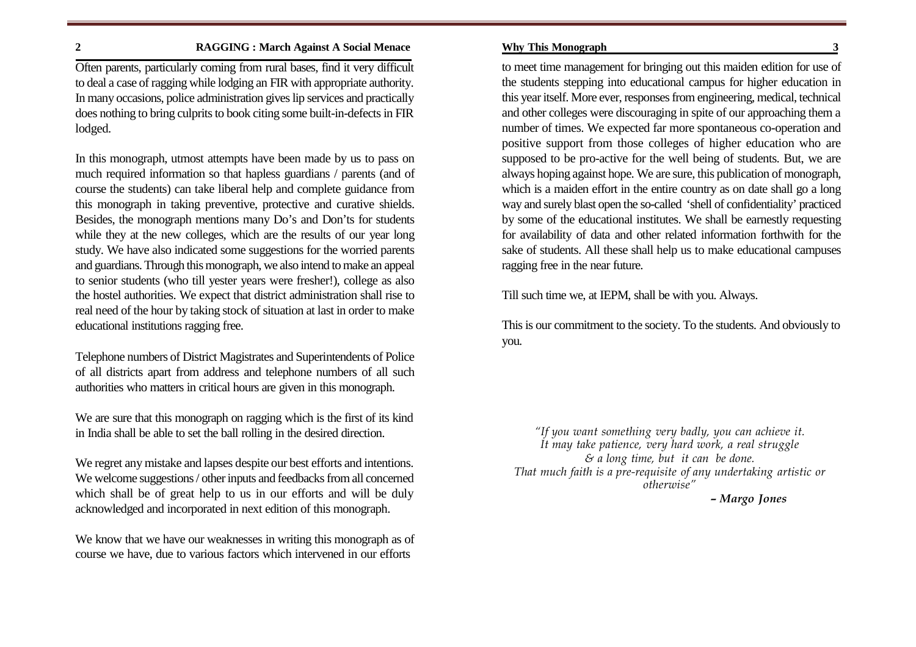Often parents, particularly coming from rural bases, find it very difficult to deal a case of ragging while lodging an FIR with appropriate authority. In many occasions, police administration gives lip services and practically does nothing to bring culprits to book citing some built-in-defects in FIR lodged.

In this monograph, utmost attempts have been made by us to pass on much required information so that hapless guardians / parents (and of course the students) can take liberal help and complete guidance from this monograph in taking preventive, protective and curative shields. Besides, the monograph mentions many Do's and Don'ts for students while they at the new colleges, which are the results of our year long study. We have also indicated some suggestions for the worried parents and guardians. Through this monograph, we also intend to make an appeal to senior students (who till yester years were fresher!), college as also the hostel authorities. We expect that district administration shall rise to real need of the hour by taking stock of situation at last in order to make educational institutions ragging free.

Telephone numbers of District Magistrates and Superintendents of Police of all districts apart from address and telephone numbers of all such authorities who matters in critical hours are given in this monograph.

We are sure that this monograph on ragging which is the first of its kind in India shall be able to set the ball rolling in the desired direction.

We regret any mistake and lapses despite our best efforts and intentions. We welcome suggestions / other inputs and feedbacks from all concerned which shall be of great help to us in our efforts and will be duly acknowledged and incorporated in next edition of this monograph.

We know that we have our weaknesses in writing this monograph as of course we have, due to various factors which intervened in our efforts to meet time management for bringing out this maiden edition for use of the students stepping into educational campus for higher education in this year itself. More ever, responses from engineering, medical, technical and other colleges were discouraging in spite of our approaching them a number of times. We expected far more spontaneous co-operation and positive support from those colleges of higher education who are supposed to be pro-active for the well being of students. But, we are always hoping against hope. We are sure, this publication of monograph, which is a maiden effort in the entire country as on date shall go a long way and surely blast open the so-called 'shell of confidentiality' practiced by some of the educational institutes. We shall be earnestly requesting for availability of data and other related information forthwith for the sake of students. All these shall help us to make educational campuses ragging free in the near future.

Till such time we, at IEPM, shall be with you. Always.

This is our commitment to the society. To the students. And obviously to you.

*"If you want something very badly, you can achieve it.*
*It may take patience, very hard work, a real struggle*
*& a long time, but it can be done.*
*That much faith is a pre-requisite of any undertaking artistic or otherwise"*

***– Margo Jones***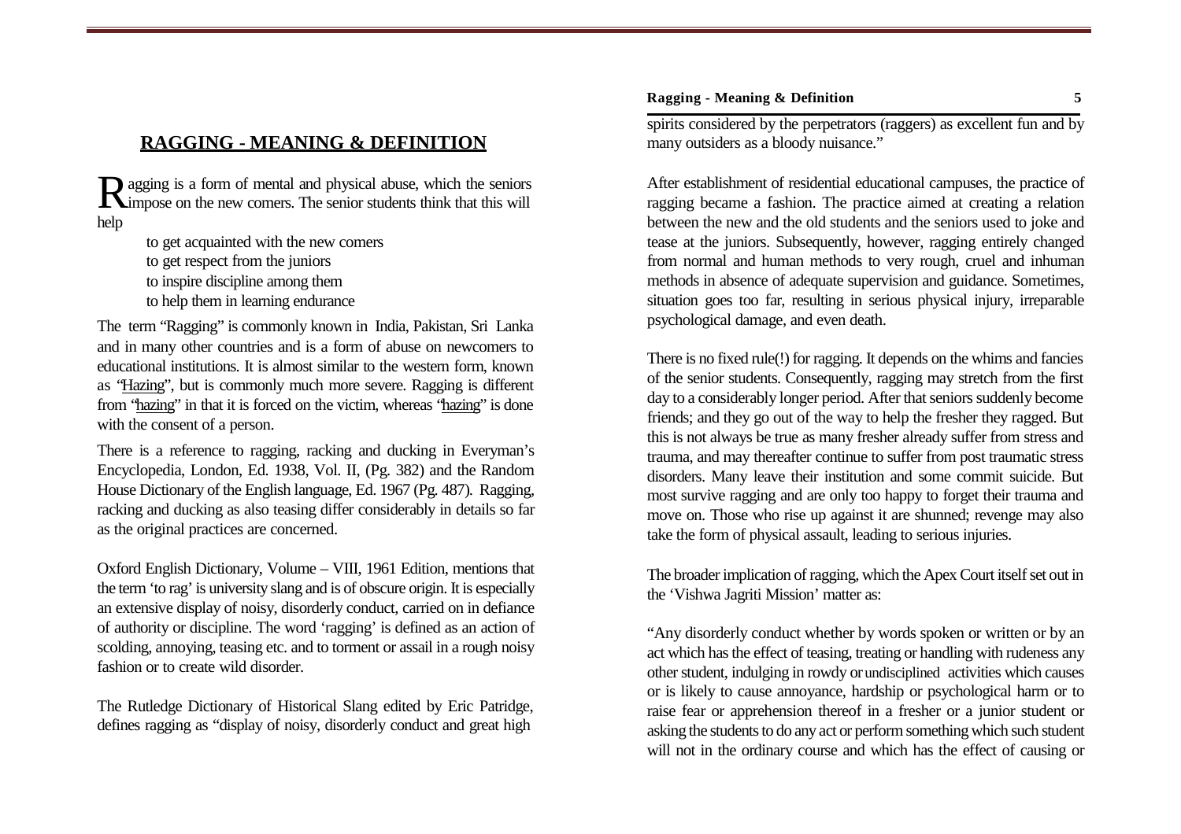## RAGGING - MEANING & DEFINITION

Ragging is a form of mental and physical abuse, which the seniors impose on the new comers. The senior students think that this will help

- to get acquainted with the new comers
- to get respect from the juniors
- to inspire discipline among them
- to help them in learning endurance

The term "Ragging" is commonly known in India, Pakistan, Sri Lanka and in many other countries and is a form of abuse on newcomers to educational institutions. It is almost similar to the western form, known as "Hazing", but is commonly much more severe. Ragging is different from "hazing" in that it is forced on the victim, whereas "hazing" is done with the consent of a person.

There is a reference to ragging, racking and ducking in Everyman's Encyclopedia, London, Ed. 1938, Vol. II, (Pg. 382) and the Random House Dictionary of the English language, Ed. 1967 (Pg. 487). Ragging, racking and ducking as also teasing differ considerably in details so far as the original practices are concerned.

Oxford English Dictionary, Volume – VIII, 1961 Edition, mentions that the term 'to rag' is university slang and is of obscure origin. It is especially an extensive display of noisy, disorderly conduct, carried on in defiance of authority or discipline. The word 'ragging' is defined as an action of scolding, annoying, teasing etc. and to torment or assail in a rough noisy fashion or to create wild disorder.

The Rutledge Dictionary of Historical Slang edited by Eric Patridge, defines ragging as "display of noisy, disorderly conduct and great high spirits considered by the perpetrators (raggers) as excellent fun and by many outsiders as a bloody nuisance."

After establishment of residential educational campuses, the practice of ragging became a fashion. The practice aimed at creating a relation between the new and the old students and the seniors used to joke and tease at the juniors. Subsequently, however, ragging entirely changed from normal and human methods to very rough, cruel and inhuman methods in absence of adequate supervision and guidance. Sometimes, situation goes too far, resulting in serious physical injury, irreparable psychological damage, and even death.

There is no fixed rule(!) for ragging. It depends on the whims and fancies of the senior students. Consequently, ragging may stretch from the first day to a considerably longer period. After that seniors suddenly become friends; and they go out of the way to help the fresher they ragged. But this is not always be true as many fresher already suffer from stress and trauma, and may thereafter continue to suffer from post traumatic stress disorders. Many leave their institution and some commit suicide. But most survive ragging and are only too happy to forget their trauma and move on. Those who rise up against it are shunned; revenge may also take the form of physical assault, leading to serious injuries.

The broader implication of ragging, which the Apex Court itself set out in the 'Vishwa Jagriti Mission' matter as:

"Any disorderly conduct whether by words spoken or written or by an act which has the effect of teasing, treating or handling with rudeness any other student, indulging in rowdy or undisciplined activities which causes or is likely to cause annoyance, hardship or psychological harm or to raise fear or apprehension thereof in a fresher or a junior student or asking the students to do any act or perform something which such student will not in the ordinary course and which has the effect of causing or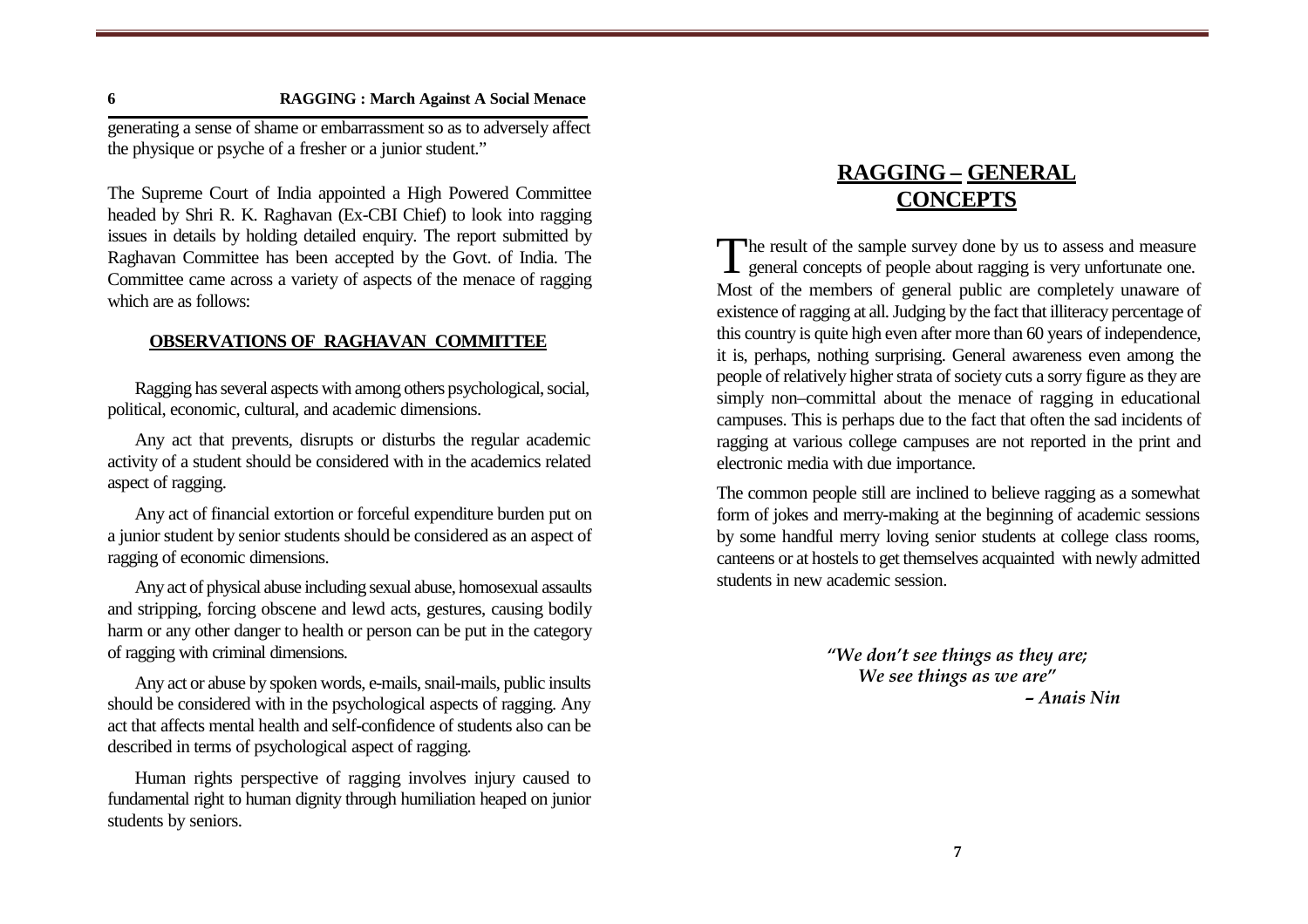generating a sense of shame or embarrassment so as to adversely affect the physique or psyche of a fresher or a junior student."

The Supreme Court of India appointed a High Powered Committee headed by Shri R. K. Raghavan (Ex-CBI Chief) to look into ragging issues in details by holding detailed enquiry. The report submitted by Raghavan Committee has been accepted by the Govt. of India. The Committee came across a variety of aspects of the menace of ragging which are as follows:

### OBSERVATIONS OF RAGHAVAN COMMITTEE

Ragging has several aspects with among others psychological, social, political, economic, cultural, and academic dimensions.

Any act that prevents, disrupts or disturbs the regular academic activity of a student should be considered with in the academics related aspect of ragging.

Any act of financial extortion or forceful expenditure burden put on a junior student by senior students should be considered as an aspect of ragging of economic dimensions.

Any act of physical abuse including sexual abuse, homosexual assaults and stripping, forcing obscene and lewd acts, gestures, causing bodily harm or any other danger to health or person can be put in the category of ragging with criminal dimensions.

Any act or abuse by spoken words, e-mails, snail-mails, public insults should be considered with in the psychological aspects of ragging. Any act that affects mental health and self-confidence of students also can be described in terms of psychological aspect of ragging.

Human rights perspective of ragging involves injury caused to fundamental right to human dignity through humiliation heaped on junior students by seniors.

## RAGGING – GENERAL CONCEPTS

The result of the sample survey done by us to assess and measure general concepts of people about ragging is very unfortunate one. Most of the members of general public are completely unaware of existence of ragging at all. Judging by the fact that illiteracy percentage of this country is quite high even after more than 60 years of independence, it is, perhaps, nothing surprising. General awareness even among the people of relatively higher strata of society cuts a sorry figure as they are simply non–committal about the menace of ragging in educational campuses. This is perhaps due to the fact that often the sad incidents of ragging at various college campuses are not reported in the print and electronic media with due importance.

The common people still are inclined to believe ragging as a somewhat form of jokes and merry-making at the beginning of academic sessions by some handful merry loving senior students at college class rooms, canteens or at hostels to get themselves acquainted with newly admitted students in new academic session.

> ***"We don't see things as they are;***
> ***We see things as we are"***
> ***– Anais Nin***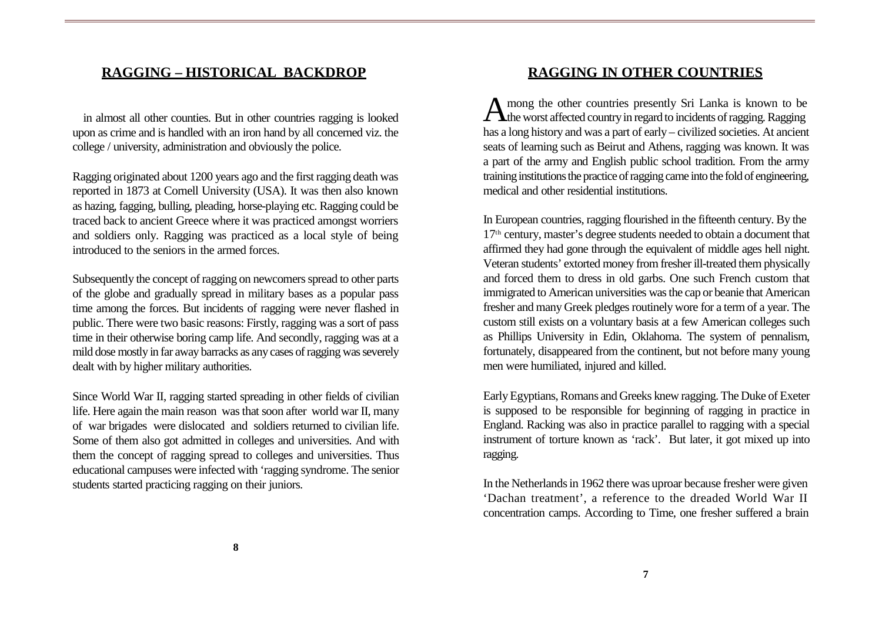## RAGGING – HISTORICAL BACKDROP

in almost all other counties. But in other countries ragging is looked upon as crime and is handled with an iron hand by all concerned viz. the college / university, administration and obviously the police.

Ragging originated about 1200 years ago and the first ragging death was reported in 1873 at Cornell University (USA). It was then also known as hazing, fagging, bulling, pleading, horse-playing etc. Ragging could be traced back to ancient Greece where it was practiced amongst worriers and soldiers only. Ragging was practiced as a local style of being introduced to the seniors in the armed forces.

Subsequently the concept of ragging on newcomers spread to other parts of the globe and gradually spread in military bases as a popular pass time among the forces. But incidents of ragging were never flashed in public. There were two basic reasons: Firstly, ragging was a sort of pass time in their otherwise boring camp life. And secondly, ragging was at a mild dose mostly in far away barracks as any cases of ragging was severely dealt with by higher military authorities.

Since World War II, ragging started spreading in other fields of civilian life. Here again the main reason was that soon after world war II, many of war brigades were dislocated and soldiers returned to civilian life. Some of them also got admitted in colleges and universities. And with them the concept of ragging spread to colleges and universities. Thus educational campuses were infected with 'ragging syndrome. The senior students started practicing ragging on their juniors.

## RAGGING IN OTHER COUNTRIES

Among the other countries presently Sri Lanka is known to be the worst affected country in regard to incidents of ragging. Ragging has a long history and was a part of early – civilized societies. At ancient seats of learning such as Beirut and Athens, ragging was known. It was a part of the army and English public school tradition. From the army training institutions the practice of ragging came into the fold of engineering, medical and other residential institutions.

In European countries, ragging flourished in the fifteenth century. By the 17th century, master's degree students needed to obtain a document that affirmed they had gone through the equivalent of middle ages hell night. Veteran students' extorted money from fresher ill-treated them physically and forced them to dress in old garbs. One such French custom that immigrated to American universities was the cap or beanie that American fresher and many Greek pledges routinely wore for a term of a year. The custom still exists on a voluntary basis at a few American colleges such as Phillips University in Edin, Oklahoma. The system of pennalism, fortunately, disappeared from the continent, but not before many young men were humiliated, injured and killed.

Early Egyptians, Romans and Greeks knew ragging. The Duke of Exeter is supposed to be responsible for beginning of ragging in practice in England. Racking was also in practice parallel to ragging with a special instrument of torture known as 'rack'. But later, it got mixed up into ragging.

In the Netherlands in 1962 there was uproar because fresher were given 'Dachan treatment', a reference to the dreaded World War II concentration camps. According to Time, one fresher suffered a brain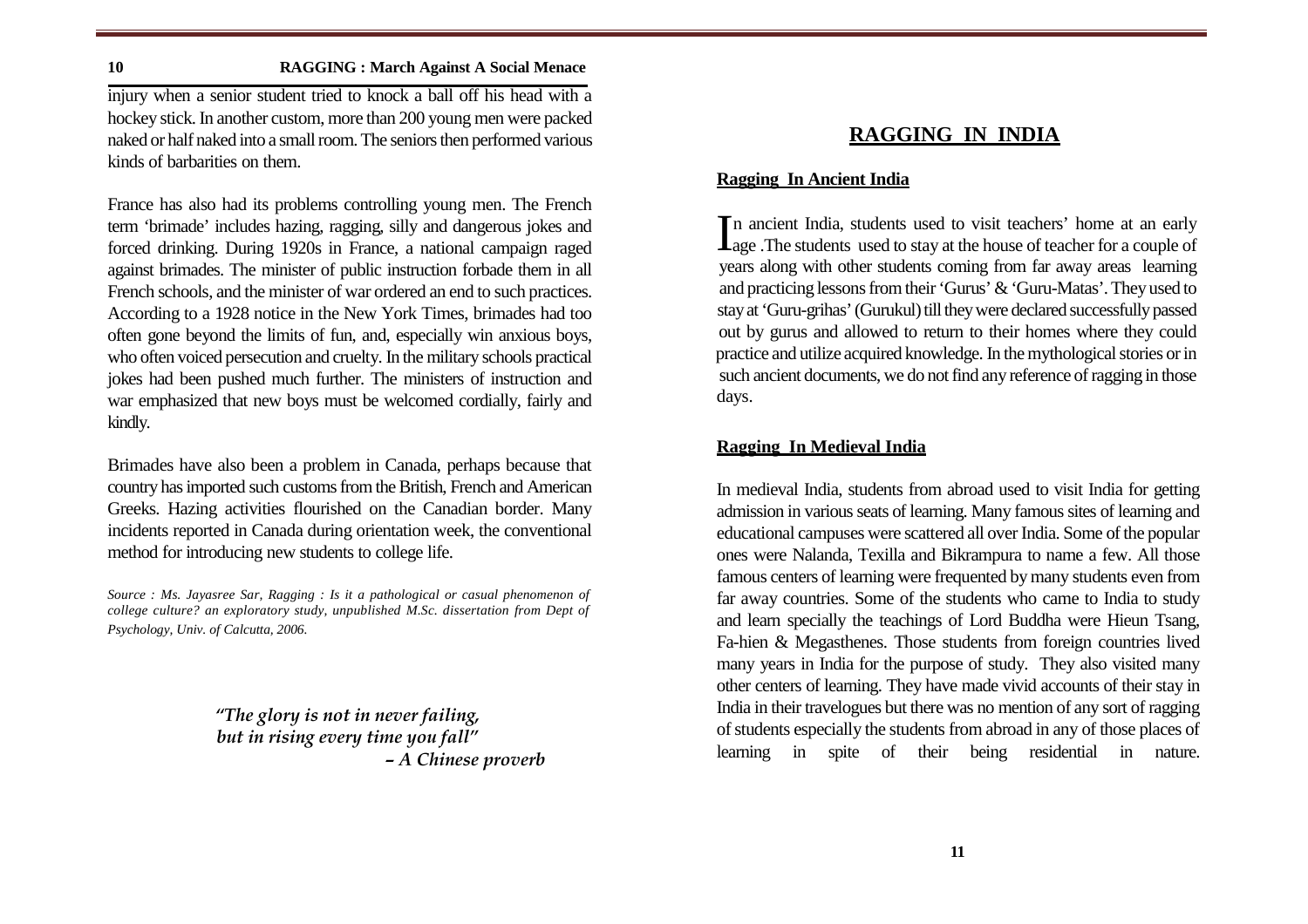injury when a senior student tried to knock a ball off his head with a hockey stick. In another custom, more than 200 young men were packed naked or half naked into a small room. The seniors then performed various kinds of barbarities on them.

France has also had its problems controlling young men. The French term 'brimade' includes hazing, ragging, silly and dangerous jokes and forced drinking. During 1920s in France, a national campaign raged against brimades. The minister of public instruction forbade them in all French schools, and the minister of war ordered an end to such practices. According to a 1928 notice in the New York Times, brimades had too often gone beyond the limits of fun, and, especially win anxious boys, who often voiced persecution and cruelty. In the military schools practical jokes had been pushed much further. The ministers of instruction and war emphasized that new boys must be welcomed cordially, fairly and kindly.

Brimades have also been a problem in Canada, perhaps because that country has imported such customs from the British, French and American Greeks. Hazing activities flourished on the Canadian border. Many incidents reported in Canada during orientation week, the conventional method for introducing new students to college life.

*Source : Ms. Jayasree Sar, Ragging : Is it a pathological or casual phenomenon of college culture? an exploratory study, unpublished M.Sc. dissertation from Dept of Psychology, Univ. of Calcutta, 2006.*

> *"The glory is not in never failing,*
> *but in rising every time you fall"*
> *– A Chinese proverb*

# RAGGING IN INDIA

## Ragging In Ancient India

In ancient India, students used to visit teachers' home at an early age .The students used to stay at the house of teacher for a couple of years along with other students coming from far away areas learning and practicing lessons from their 'Gurus' & 'Guru-Matas'. They used to stay at 'Guru-grihas' (Gurukul) till they were declared successfully passed out by gurus and allowed to return to their homes where they could practice and utilize acquired knowledge. In the mythological stories or in such ancient documents, we do not find any reference of ragging in those days.

## Ragging In Medieval India

In medieval India, students from abroad used to visit India for getting admission in various seats of learning. Many famous sites of learning and educational campuses were scattered all over India. Some of the popular ones were Nalanda, Texilla and Bikrampura to name a few. All those famous centers of learning were frequented by many students even from far away countries. Some of the students who came to India to study and learn specially the teachings of Lord Buddha were Hieun Tsang, Fa-hien & Megasthenes. Those students from foreign countries lived many years in India for the purpose of study. They also visited many other centers of learning. They have made vivid accounts of their stay in India in their travelogues but there was no mention of any sort of ragging of students especially the students from abroad in any of those places of learning in spite of their being residential in nature.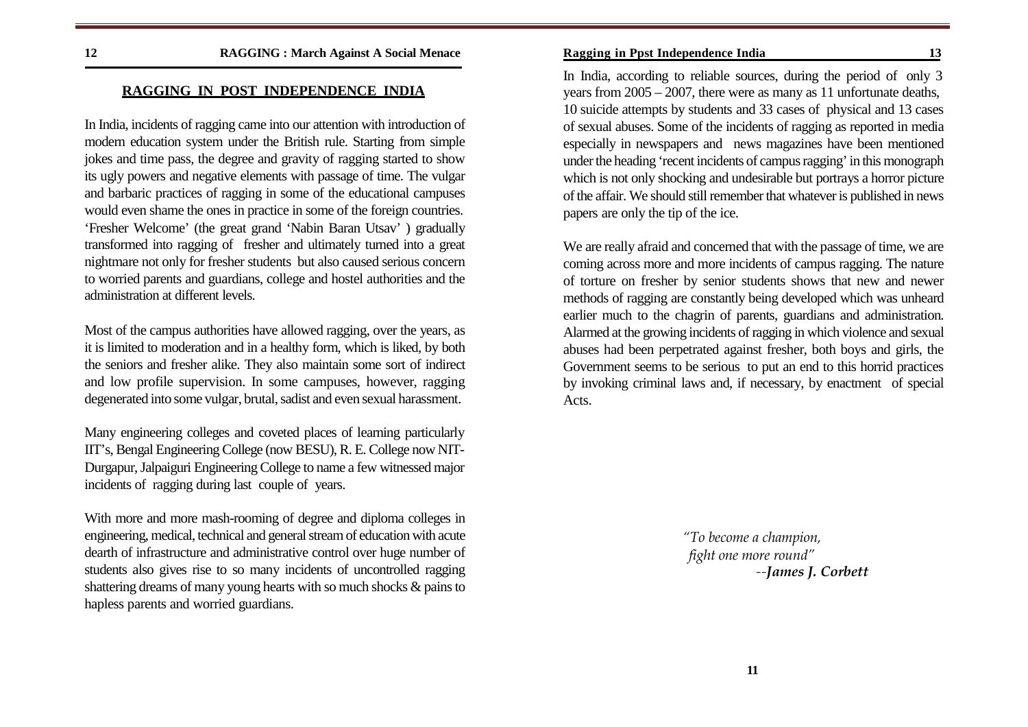## RAGGING IN POST INDEPENDENCE INDIA

In India, incidents of ragging came into our attention with introduction of modern education system under the British rule. Starting from simple jokes and time pass, the degree and gravity of ragging started to show its ugly powers and negative elements with passage of time. The vulgar and barbaric practices of ragging in some of the educational campuses would even shame the ones in practice in some of the foreign countries. 'Fresher Welcome' (the great grand 'Nabin Baran Utsav' ) gradually transformed into ragging of fresher and ultimately turned into a great nightmare not only for fresher students but also caused serious concern to worried parents and guardians, college and hostel authorities and the administration at different levels.

Most of the campus authorities have allowed ragging, over the years, as it is limited to moderation and in a healthy form, which is liked, by both the seniors and fresher alike. They also maintain some sort of indirect and low profile supervision. In some campuses, however, ragging degenerated into some vulgar, brutal, sadist and even sexual harassment.

Many engineering colleges and coveted places of learning particularly IIT's, Bengal Engineering College (now BESU), R. E. College now NIT-Durgapur, Jalpaiguri Engineering College to name a few witnessed major incidents of ragging during last couple of years.

With more and more mash-rooming of degree and diploma colleges in engineering, medical, technical and general stream of education with acute dearth of infrastructure and administrative control over huge number of students also gives rise to so many incidents of uncontrolled ragging shattering dreams of many young hearts with so much shocks & pains to hapless parents and worried guardians.

In India, according to reliable sources, during the period of only 3 years from 2005 – 2007, there were as many as 11 unfortunate deaths, 10 suicide attempts by students and 33 cases of physical and 13 cases of sexual abuses. Some of the incidents of ragging as reported in media especially in newspapers and news magazines have been mentioned under the heading 'recent incidents of campus ragging' in this monograph which is not only shocking and undesirable but portrays a horror picture of the affair. We should still remember that whatever is published in news papers are only the tip of the ice.

We are really afraid and concerned that with the passage of time, we are coming across more and more incidents of campus ragging. The nature of torture on fresher by senior students shows that new and newer methods of ragging are constantly being developed which was unheard earlier much to the chagrin of parents, guardians and administration. Alarmed at the growing incidents of ragging in which violence and sexual abuses had been perpetrated against fresher, both boys and girls, the Government seems to be serious to put an end to this horrid practices by invoking criminal laws and, if necessary, by enactment of special Acts.

*"To become a champion,*
*fight one more round"*
*--**James J. Corbett***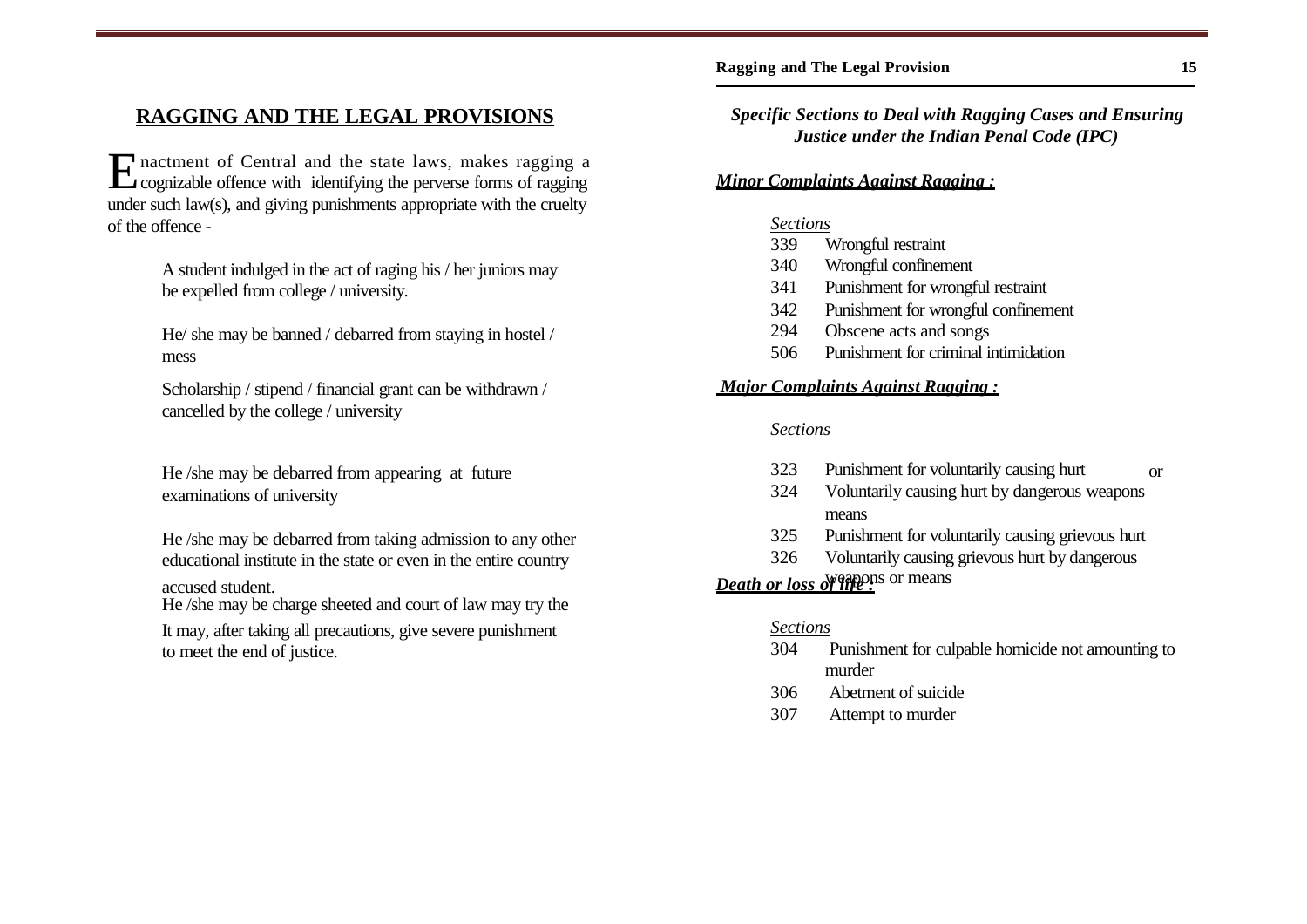## RAGGING AND THE LEGAL PROVISIONS

Enactment of Central and the state laws, makes ragging a cognizable offence with identifying the perverse forms of ragging under such law(s), and giving punishments appropriate with the cruelty of the offence -

A student indulged in the act of raging his / her juniors may be expelled from college / university.

He/ she may be banned / debarred from staying in hostel / mess

Scholarship / stipend / financial grant can be withdrawn / cancelled by the college / university

He /she may be debarred from appearing at future examinations of university

He /she may be debarred from taking admission to any other educational institute in the state or even in the entire country

He /she may be charge sheeted and court of law may try the accused student.

It may, after taking all precautions, give severe punishment to meet the end of justice.

### *Specific Sections to Deal with Ragging Cases and Ensuring Justice under the Indian Penal Code (IPC)*

***Minor Complaints Against Ragging :***

*Sections*

339 Wrongful restraint
340 Wrongful confinement
341 Punishment for wrongful restraint
342 Punishment for wrongful confinement
294 Obscene acts and songs
506 Punishment for criminal intimidation

***Major Complaints Against Ragging :***

*Sections*

323 Punishment for voluntarily causing hurt
324 Voluntarily causing hurt by dangerous weapons or means
325 Punishment for voluntarily causing grievous hurt
326 Voluntarily causing grievous hurt by dangerous weapons or means

***Death or loss of life :***

*Sections*

304 Punishment for culpable homicide not amounting to murder
306 Abetment of suicide
307 Attempt to murder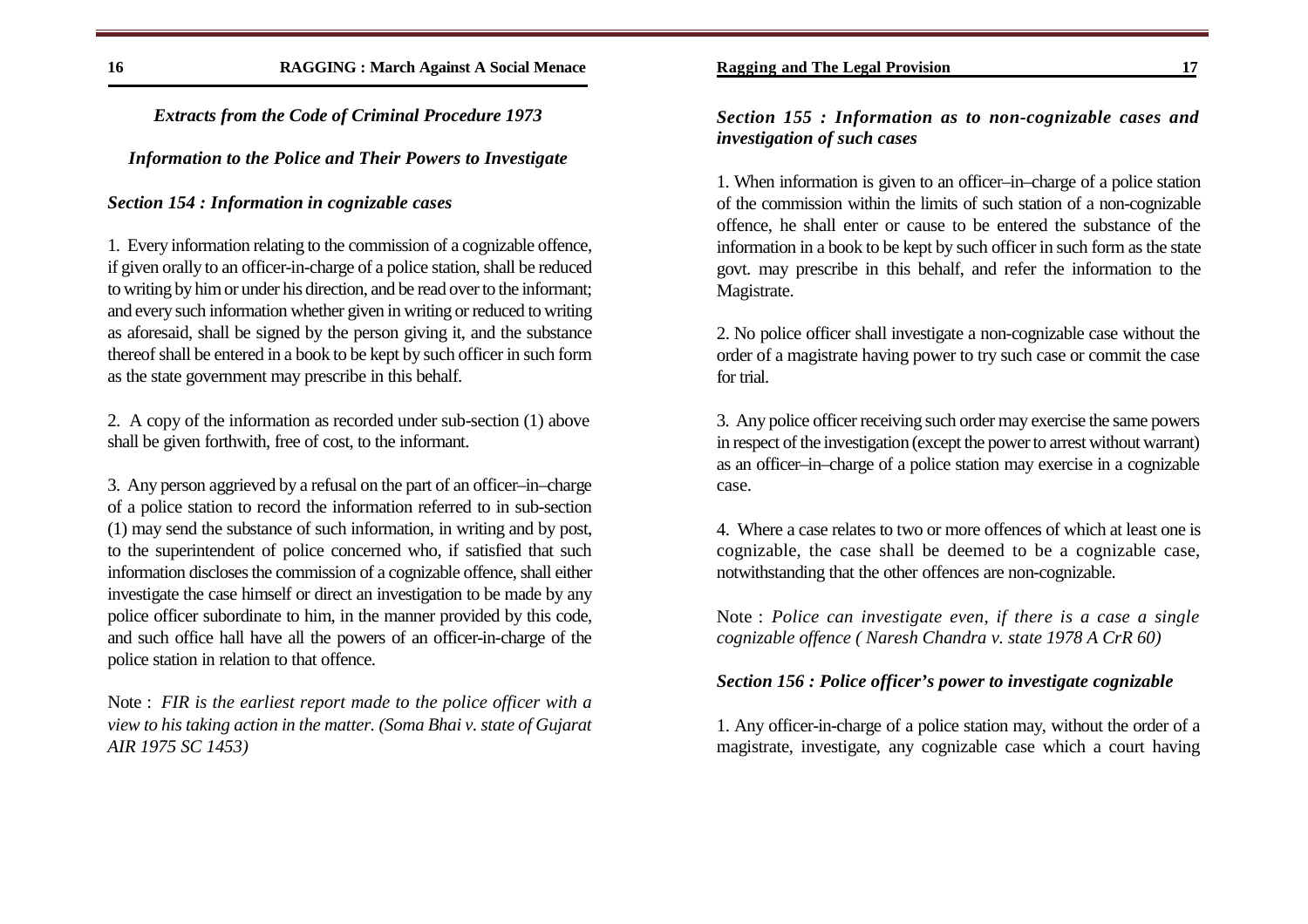*Extracts from the Code of Criminal Procedure 1973*

*Information to the Police and Their Powers to Investigate*

***Section 154 : Information in cognizable cases***

1. Every information relating to the commission of a cognizable offence, if given orally to an officer-in-charge of a police station, shall be reduced to writing by him or under his direction, and be read over to the informant; and every such information whether given in writing or reduced to writing as aforesaid, shall be signed by the person giving it, and the substance thereof shall be entered in a book to be kept by such officer in such form as the state government may prescribe in this behalf.

2. A copy of the information as recorded under sub-section (1) above shall be given forthwith, free of cost, to the informant.

3. Any person aggrieved by a refusal on the part of an officer–in–charge of a police station to record the information referred to in sub-section (1) may send the substance of such information, in writing and by post, to the superintendent of police concerned who, if satisfied that such information discloses the commission of a cognizable offence, shall either investigate the case himself or direct an investigation to be made by any police officer subordinate to him, in the manner provided by this code, and such office hall have all the powers of an officer-in-charge of the police station in relation to that offence.

Note : *FIR is the earliest report made to the police officer with a view to his taking action in the matter. (Soma Bhai v. state of Gujarat AIR 1975 SC 1453)*

***Section 155 : Information as to non-cognizable cases and investigation of such cases***

1. When information is given to an officer–in–charge of a police station of the commission within the limits of such station of a non-cognizable offence, he shall enter or cause to be entered the substance of the information in a book to be kept by such officer in such form as the state govt. may prescribe in this behalf, and refer the information to the Magistrate.

2. No police officer shall investigate a non-cognizable case without the order of a magistrate having power to try such case or commit the case for trial.

3. Any police officer receiving such order may exercise the same powers in respect of the investigation (except the power to arrest without warrant) as an officer–in–charge of a police station may exercise in a cognizable case.

4. Where a case relates to two or more offences of which at least one is cognizable, the case shall be deemed to be a cognizable case, notwithstanding that the other offences are non-cognizable.

Note : *Police can investigate even, if there is a case a single cognizable offence ( Naresh Chandra v. state 1978 A CrR 60)*

***Section 156 : Police officer's power to investigate cognizable***

1. Any officer-in-charge of a police station may, without the order of a magistrate, investigate, any cognizable case which a court having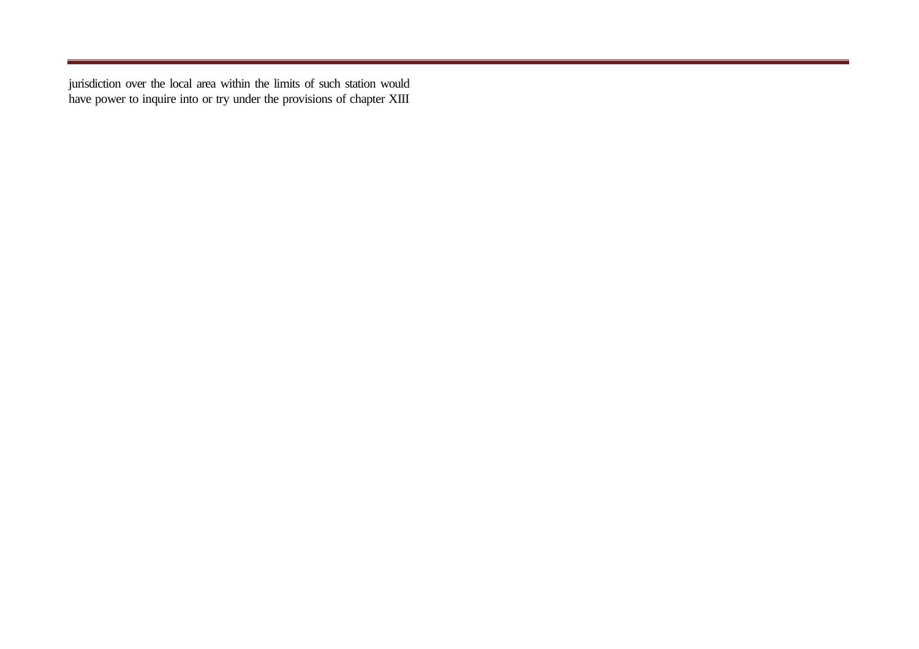jurisdiction over the local area within the limits of such station would have power to inquire into or try under the provisions of chapter XIII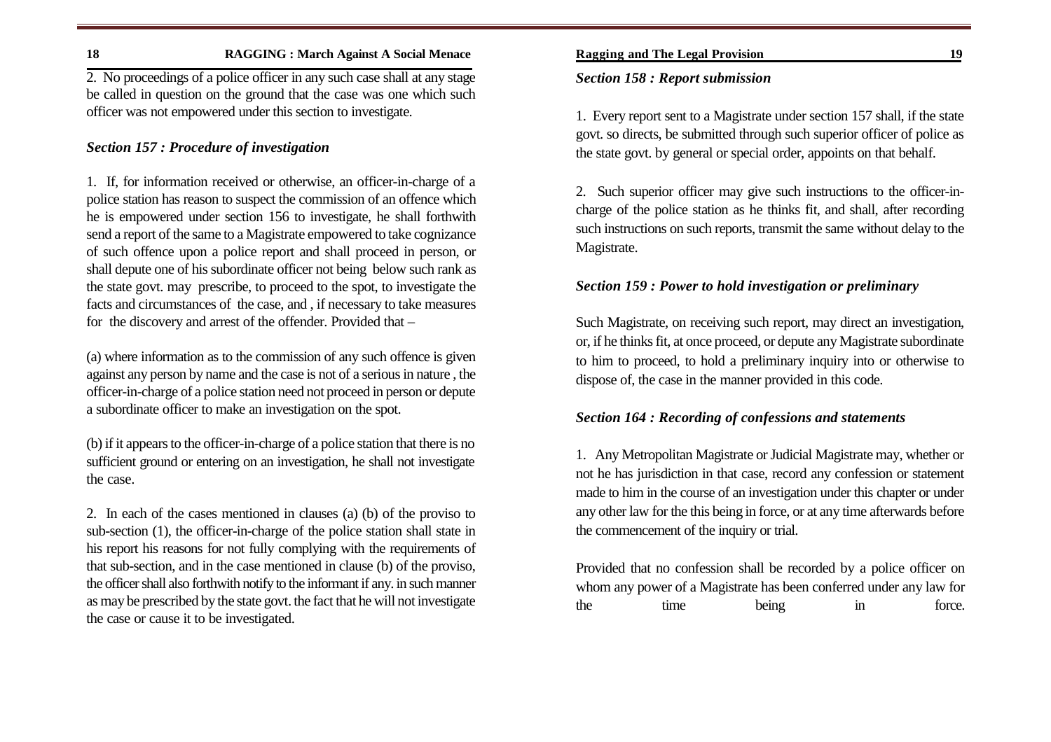2. No proceedings of a police officer in any such case shall at any stage be called in question on the ground that the case was one which such officer was not empowered under this section to investigate.

### *Section 157 : Procedure of investigation*

1. If, for information received or otherwise, an officer-in-charge of a police station has reason to suspect the commission of an offence which he is empowered under section 156 to investigate, he shall forthwith send a report of the same to a Magistrate empowered to take cognizance of such offence upon a police report and shall proceed in person, or shall depute one of his subordinate officer not being below such rank as the state govt. may prescribe, to proceed to the spot, to investigate the facts and circumstances of the case, and , if necessary to take measures for the discovery and arrest of the offender. Provided that –

(a) where information as to the commission of any such offence is given against any person by name and the case is not of a serious in nature , the officer-in-charge of a police station need not proceed in person or depute a subordinate officer to make an investigation on the spot.

(b) if it appears to the officer-in-charge of a police station that there is no sufficient ground or entering on an investigation, he shall not investigate the case.

2. In each of the cases mentioned in clauses (a) (b) of the proviso to sub-section (1), the officer-in-charge of the police station shall state in his report his reasons for not fully complying with the requirements of that sub-section, and in the case mentioned in clause (b) of the proviso, the officer shall also forthwith notify to the informant if any. in such manner as may be prescribed by the state govt. the fact that he will not investigate the case or cause it to be investigated.

### *Section 158 : Report submission*

1. Every report sent to a Magistrate under section 157 shall, if the state govt. so directs, be submitted through such superior officer of police as the state govt. by general or special order, appoints on that behalf.

2. Such superior officer may give such instructions to the officer-in-charge of the police station as he thinks fit, and shall, after recording such instructions on such reports, transmit the same without delay to the Magistrate.

### *Section 159 : Power to hold investigation or preliminary*

Such Magistrate, on receiving such report, may direct an investigation, or, if he thinks fit, at once proceed, or depute any Magistrate subordinate to him to proceed, to hold a preliminary inquiry into or otherwise to dispose of, the case in the manner provided in this code.

### *Section 164 : Recording of confessions and statements*

1. Any Metropolitan Magistrate or Judicial Magistrate may, whether or not he has jurisdiction in that case, record any confession or statement made to him in the course of an investigation under this chapter or under any other law for the this being in force, or at any time afterwards before the commencement of the inquiry or trial.

Provided that no confession shall be recorded by a police officer on whom any power of a Magistrate has been conferred under any law for the time being in force.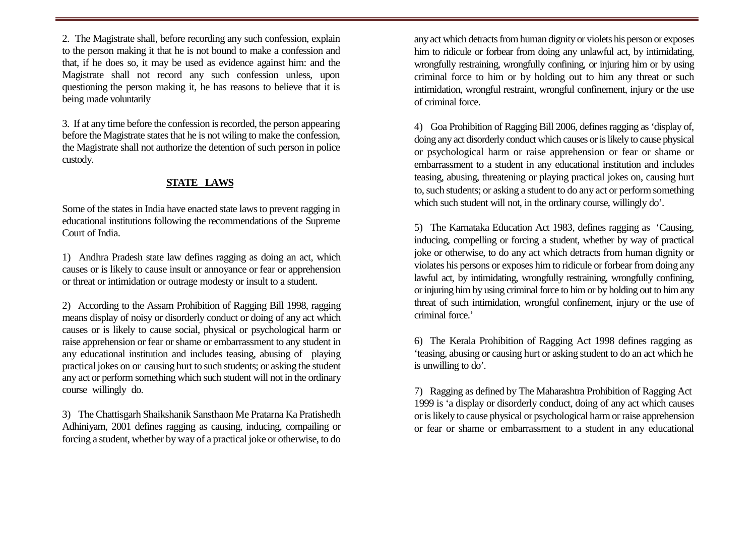2. The Magistrate shall, before recording any such confession, explain to the person making it that he is not bound to make a confession and that, if he does so, it may be used as evidence against him: and the Magistrate shall not record any such confession unless, upon questioning the person making it, he has reasons to believe that it is being made voluntarily

3. If at any time before the confession is recorded, the person appearing before the Magistrate states that he is not wiling to make the confession, the Magistrate shall not authorize the detention of such person in police custody.

## **STATE LAWS**

Some of the states in India have enacted state laws to prevent ragging in educational institutions following the recommendations of the Supreme Court of India.

1) Andhra Pradesh state law defines ragging as doing an act, which causes or is likely to cause insult or annoyance or fear or apprehension or threat or intimidation or outrage modesty or insult to a student.

2) According to the Assam Prohibition of Ragging Bill 1998, ragging means display of noisy or disorderly conduct or doing of any act which causes or is likely to cause social, physical or psychological harm or raise apprehension or fear or shame or embarrassment to any student in any educational institution and includes teasing, abusing of playing practical jokes on or causing hurt to such students; or asking the student any act or perform something which such student will not in the ordinary course willingly do.

3) The Chattisgarh Shaikshanik Sansthaon Me Pratarna Ka Pratishedh Adhiniyam, 2001 defines ragging as causing, inducing, compailing or forcing a student, whether by way of a practical joke or otherwise, to do any act which detracts from human dignity or violets his person or exposes him to ridicule or forbear from doing any unlawful act, by intimidating, wrongfully restraining, wrongfully confining, or injuring him or by using criminal force to him or by holding out to him any threat or such intimidation, wrongful restraint, wrongful confinement, injury or the use of criminal force.

4) Goa Prohibition of Ragging Bill 2006, defines ragging as 'display of, doing any act disorderly conduct which causes or is likely to cause physical or psychological harm or raise apprehension or fear or shame or embarrassment to a student in any educational institution and includes teasing, abusing, threatening or playing practical jokes on, causing hurt to, such students; or asking a student to do any act or perform something which such student will not, in the ordinary course, willingly do'.

5) The Karnataka Education Act 1983, defines ragging as 'Causing, inducing, compelling or forcing a student, whether by way of practical joke or otherwise, to do any act which detracts from human dignity or violates his persons or exposes him to ridicule or forbear from doing any lawful act, by intimidating, wrongfully restraining, wrongfully confining, or injuring him by using criminal force to him or by holding out to him any threat of such intimidation, wrongful confinement, injury or the use of criminal force.'

6) The Kerala Prohibition of Ragging Act 1998 defines ragging as 'teasing, abusing or causing hurt or asking student to do an act which he is unwilling to do'.

7) Ragging as defined by The Maharashtra Prohibition of Ragging Act 1999 is 'a display or disorderly conduct, doing of any act which causes or is likely to cause physical or psychological harm or raise apprehension or fear or shame or embarrassment to a student in any educational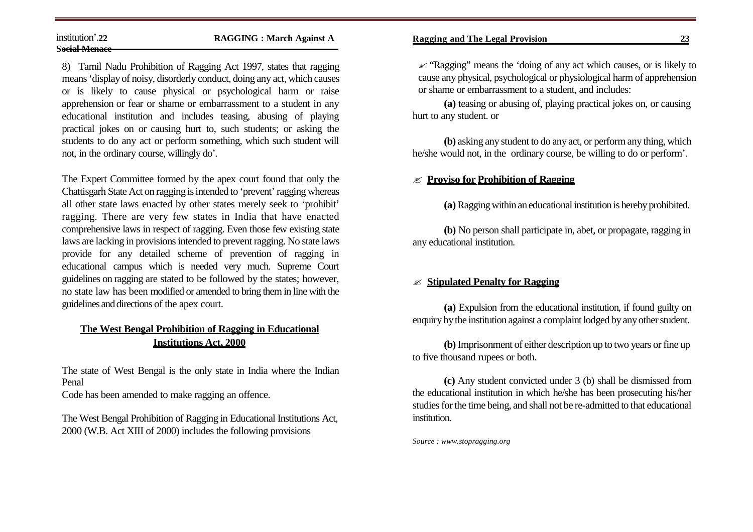institution'.

8) Tamil Nadu Prohibition of Ragging Act 1997, states that ragging means 'display of noisy, disorderly conduct, doing any act, which causes or is likely to cause physical or psychological harm or raise apprehension or fear or shame or embarrassment to a student in any educational institution and includes teasing, abusing of playing practical jokes on or causing hurt to, such students; or asking the students to do any act or perform something, which such student will not, in the ordinary course, willingly do'.

The Expert Committee formed by the apex court found that only the Chattisgarh State Act on ragging is intended to 'prevent' ragging whereas all other state laws enacted by other states merely seek to 'prohibit' ragging. There are very few states in India that have enacted comprehensive laws in respect of ragging. Even those few existing state laws are lacking in provisions intended to prevent ragging. No state laws provide for any detailed scheme of prevention of ragging in educational campus which is needed very much. Supreme Court guidelines on ragging are stated to be followed by the states; however, no state law has been modified or amended to bring them in line with the guidelines and directions of the apex court.

## The West Bengal Prohibition of Ragging in Educational Institutions Act, 2000

The state of West Bengal is the only state in India where the Indian Penal Code has been amended to make ragging an offence.

The West Bengal Prohibition of Ragging in Educational Institutions Act, 2000 (W.B. Act XIII of 2000) includes the following provisions

✍ "Ragging" means the 'doing of any act which causes, or is likely to cause any physical, psychological or physiological harm of apprehension or shame or embarrassment to a student, and includes:

**(a)** teasing or abusing of, playing practical jokes on, or causing hurt to any student. or

**(b)** asking any student to do any act, or perform any thing, which he/she would not, in the ordinary course, be willing to do or perform'.

### ✍ Proviso for Prohibition of Ragging

**(a)** Ragging within an educational institution is hereby prohibited.

**(b)** No person shall participate in, abet, or propagate, ragging in any educational institution.

### ✍ Stipulated Penalty for Ragging

**(a)** Expulsion from the educational institution, if found guilty on enquiry by the institution against a complaint lodged by any other student.

**(b)** Imprisonment of either description up to two years or fine up to five thousand rupees or both.

**(c)** Any student convicted under 3 (b) shall be dismissed from the educational institution in which he/she has been prosecuting his/her studies for the time being, and shall not be re-admitted to that educational institution.

*Source : www.stopragging.org*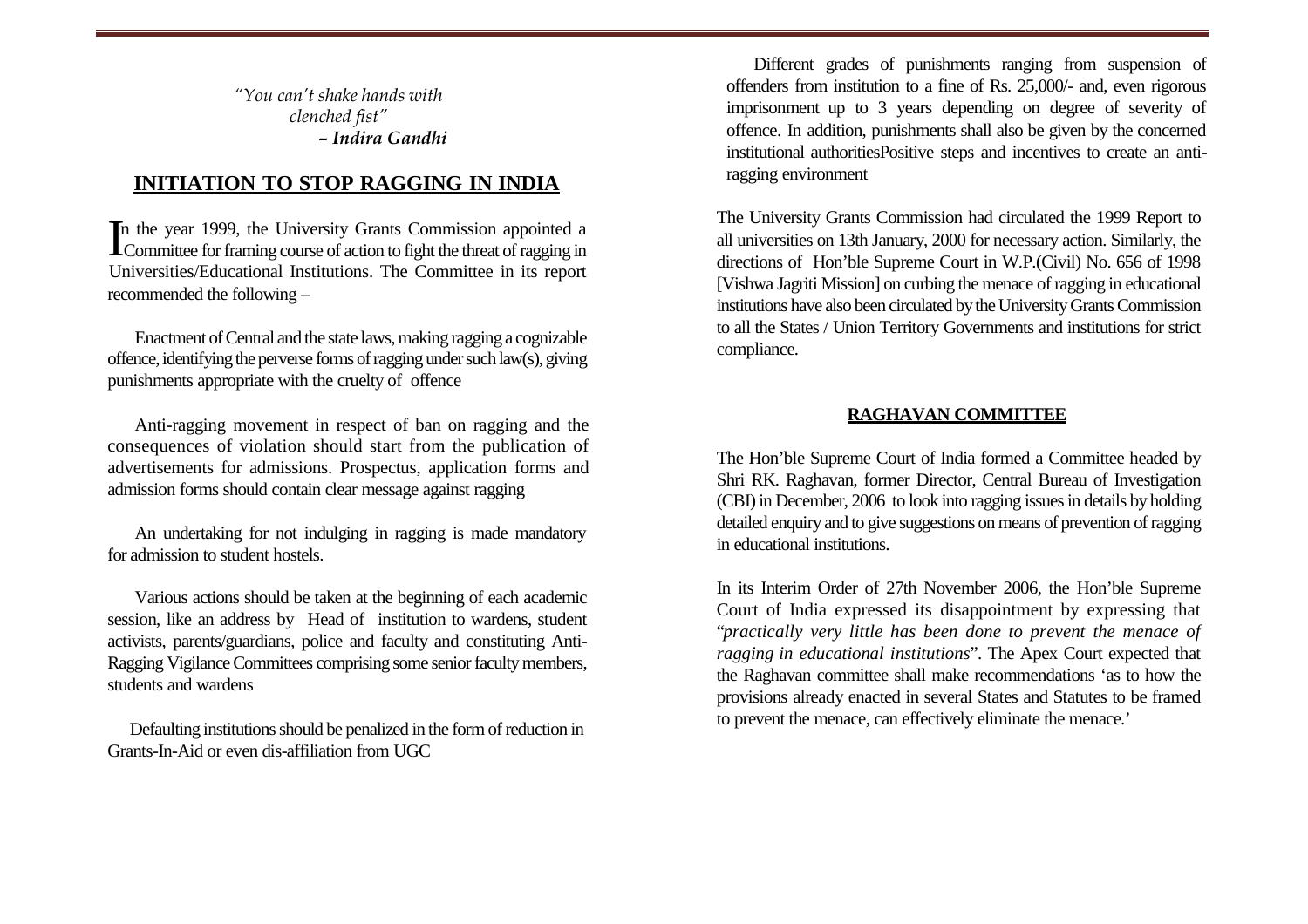*"You can't shake hands with clenched fist"*
***– Indira Gandhi***

## INITIATION TO STOP RAGGING IN INDIA

In the year 1999, the University Grants Commission appointed a Committee for framing course of action to fight the threat of ragging in Universities/Educational Institutions. The Committee in its report recommended the following –

Enactment of Central and the state laws, making ragging a cognizable offence, identifying the perverse forms of ragging under such law(s), giving punishments appropriate with the cruelty of offence

Anti-ragging movement in respect of ban on ragging and the consequences of violation should start from the publication of advertisements for admissions. Prospectus, application forms and admission forms should contain clear message against ragging

An undertaking for not indulging in ragging is made mandatory for admission to student hostels.

Various actions should be taken at the beginning of each academic session, like an address by Head of institution to wardens, student activists, parents/guardians, police and faculty and constituting Anti-Ragging Vigilance Committees comprising some senior faculty members, students and wardens

Defaulting institutions should be penalized in the form of reduction in Grants-In-Aid or even dis-affiliation from UGC

Different grades of punishments ranging from suspension of offenders from institution to a fine of Rs. 25,000/- and, even rigorous imprisonment up to 3 years depending on degree of severity of offence. In addition, punishments shall also be given by the concerned institutional authoritiesPositive steps and incentives to create an anti-ragging environment

The University Grants Commission had circulated the 1999 Report to all universities on 13th January, 2000 for necessary action. Similarly, the directions of Hon'ble Supreme Court in W.P.(Civil) No. 656 of 1998 [Vishwa Jagriti Mission] on curbing the menace of ragging in educational institutions have also been circulated by the University Grants Commission to all the States / Union Territory Governments and institutions for strict compliance.

### RAGHAVAN COMMITTEE

The Hon'ble Supreme Court of India formed a Committee headed by Shri RK. Raghavan, former Director, Central Bureau of Investigation (CBI) in December, 2006 to look into ragging issues in details by holding detailed enquiry and to give suggestions on means of prevention of ragging in educational institutions.

In its Interim Order of 27th November 2006, the Hon'ble Supreme Court of India expressed its disappointment by expressing that "*practically very little has been done to prevent the menace of ragging in educational institutions*". The Apex Court expected that the Raghavan committee shall make recommendations 'as to how the provisions already enacted in several States and Statutes to be framed to prevent the menace, can effectively eliminate the menace.'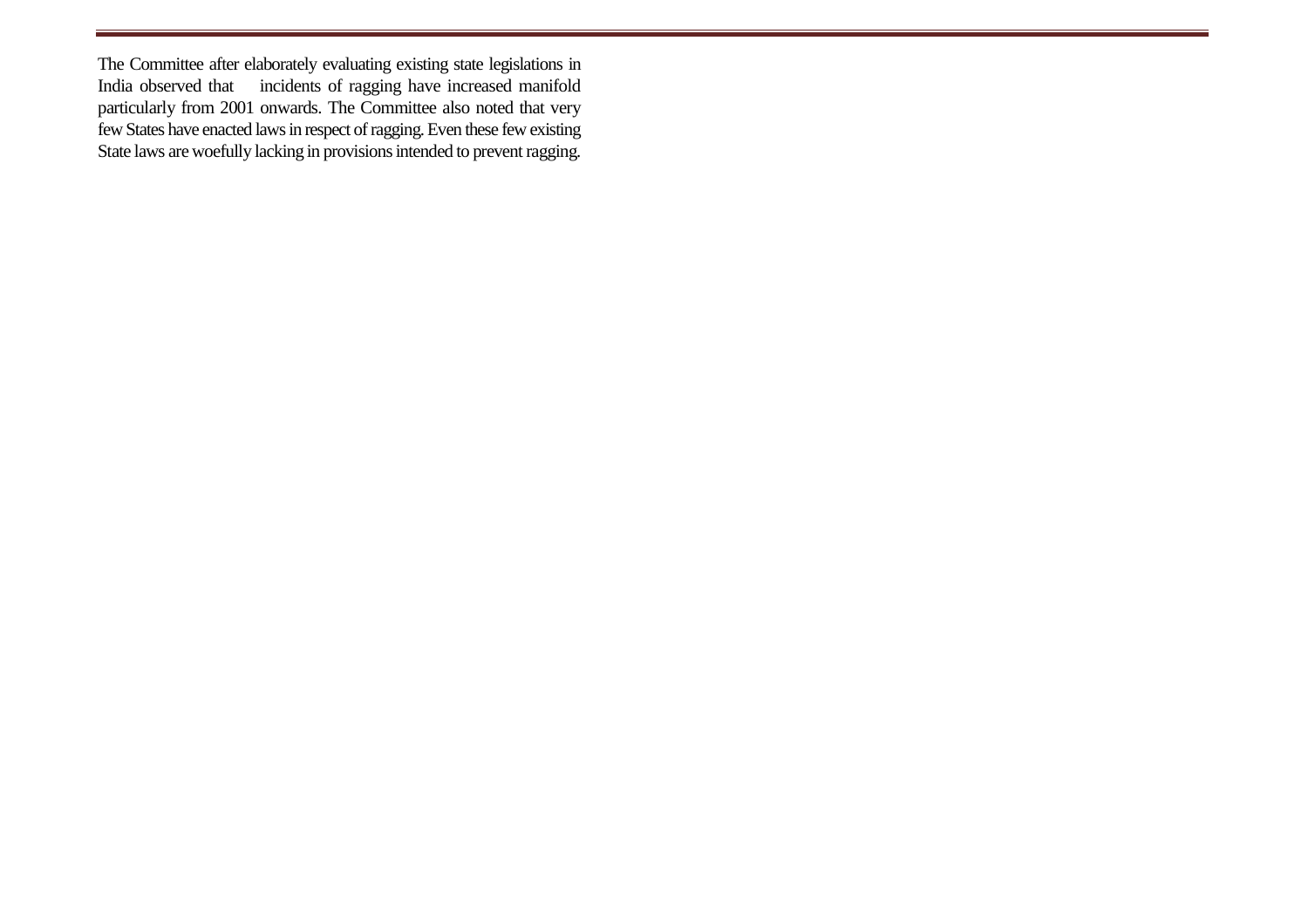The Committee after elaborately evaluating existing state legislations in India observed that incidents of ragging have increased manifold particularly from 2001 onwards. The Committee also noted that very few States have enacted laws in respect of ragging. Even these few existing State laws are woefully lacking in provisions intended to prevent ragging.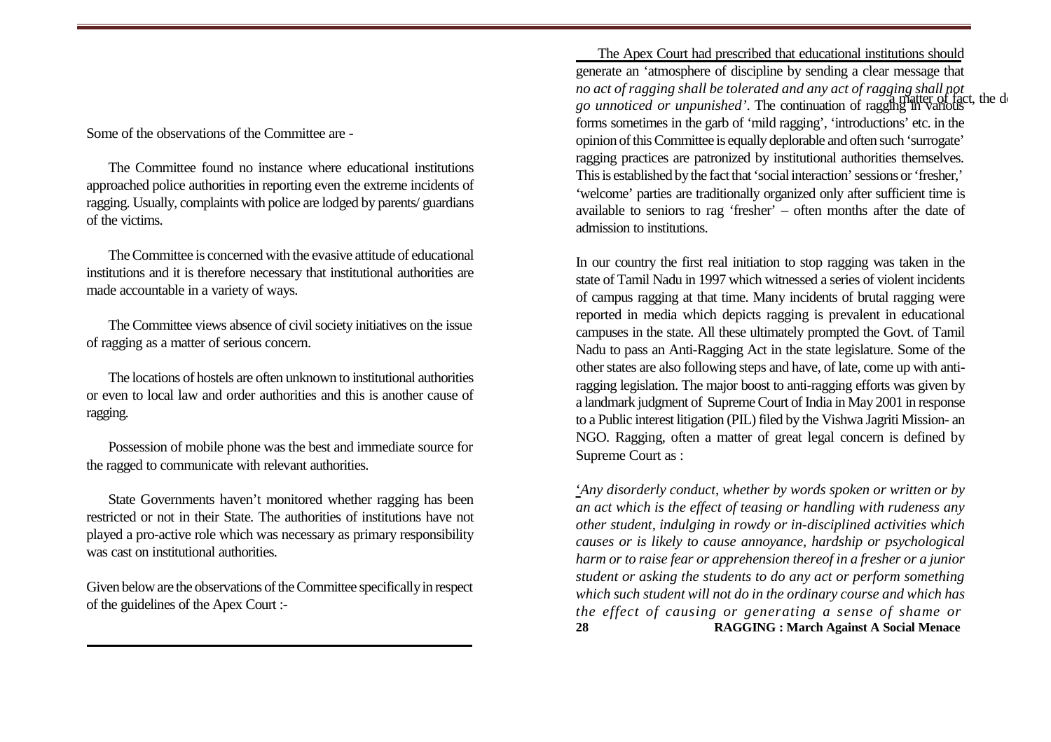Some of the observations of the Committee are -

The Committee found no instance where educational institutions approached police authorities in reporting even the extreme incidents of ragging. Usually, complaints with police are lodged by parents/ guardians of the victims.

The Committee is concerned with the evasive attitude of educational institutions and it is therefore necessary that institutional authorities are made accountable in a variety of ways.

The Committee views absence of civil society initiatives on the issue of ragging as a matter of serious concern.

The locations of hostels are often unknown to institutional authorities or even to local law and order authorities and this is another cause of ragging.

Possession of mobile phone was the best and immediate source for the ragged to communicate with relevant authorities.

State Governments haven't monitored whether ragging has been restricted or not in their State. The authorities of institutions have not played a pro-active role which was necessary as primary responsibility was cast on institutional authorities.

Given below are the observations of the Committee specifically in respect of the guidelines of the Apex Court :-

The Apex Court had prescribed that educational institutions should generate an 'atmosphere of discipline by sending a clear message that *no act of ragging shall be tolerated and any act of ragging shall not go unnoticed or unpunished'*. The continuation of ragging in various forms sometimes in the garb of 'mild ragging', 'introductions' etc. in the opinion of this Committee is equally deplorable and often such 'surrogate' ragging practices are patronized by institutional authorities themselves. This is established by the fact that 'social interaction' sessions or 'fresher,' 'welcome' parties are traditionally organized only after sufficient time is available to seniors to rag 'fresher' – often months after the date of admission to institutions.

In our country the first real initiation to stop ragging was taken in the state of Tamil Nadu in 1997 which witnessed a series of violent incidents of campus ragging at that time. Many incidents of brutal ragging were reported in media which depicts ragging is prevalent in educational campuses in the state. All these ultimately prompted the Govt. of Tamil Nadu to pass an Anti-Ragging Act in the state legislature. Some of the other states are also following steps and have, of late, come up with anti-ragging legislation. The major boost to anti-ragging efforts was given by a landmark judgment of Supreme Court of India in May 2001 in response to a Public interest litigation (PIL) filed by the Vishwa Jagriti Mission- an NGO. Ragging, often a matter of great legal concern is defined by Supreme Court as :

*'Any disorderly conduct, whether by words spoken or written or by an act which is the effect of teasing or handling with rudeness any other student, indulging in rowdy or in-disciplined activities which causes or is likely to cause annoyance, hardship or psychological harm or to raise fear or apprehension thereof in a fresher or a junior student or asking the students to do any act or perform something which such student will not do in the ordinary course and which has the effect of causing or generating a sense of shame or*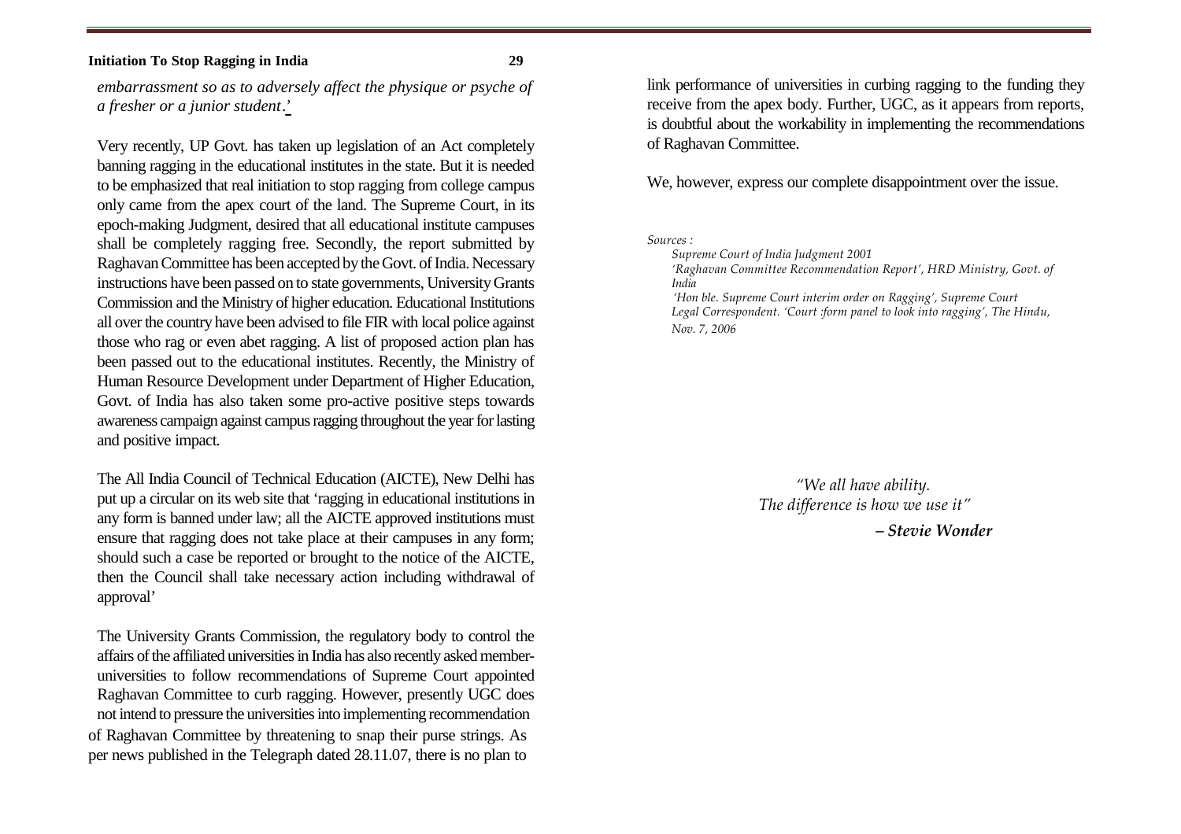*embarrassment so as to adversely affect the physique or psyche of a fresher or a junior student*.'

Very recently, UP Govt. has taken up legislation of an Act completely banning ragging in the educational institutes in the state. But it is needed to be emphasized that real initiation to stop ragging from college campus only came from the apex court of the land. The Supreme Court, in its epoch-making Judgment, desired that all educational institute campuses shall be completely ragging free. Secondly, the report submitted by Raghavan Committee has been accepted by the Govt. of India. Necessary instructions have been passed on to state governments, University Grants Commission and the Ministry of higher education. Educational Institutions all over the country have been advised to file FIR with local police against those who rag or even abet ragging. A list of proposed action plan has been passed out to the educational institutes. Recently, the Ministry of Human Resource Development under Department of Higher Education, Govt. of India has also taken some pro-active positive steps towards awareness campaign against campus ragging throughout the year for lasting and positive impact.

The All India Council of Technical Education (AICTE), New Delhi has put up a circular on its web site that 'ragging in educational institutions in any form is banned under law; all the AICTE approved institutions must ensure that ragging does not take place at their campuses in any form; should such a case be reported or brought to the notice of the AICTE, then the Council shall take necessary action including withdrawal of approval'

The University Grants Commission, the regulatory body to control the affairs of the affiliated universities in India has also recently asked member-universities to follow recommendations of Supreme Court appointed Raghavan Committee to curb ragging. However, presently UGC does not intend to pressure the universities into implementing recommendation of Raghavan Committee by threatening to snap their purse strings. As per news published in the Telegraph dated 28.11.07, there is no plan to link performance of universities in curbing ragging to the funding they receive from the apex body. Further, UGC, as it appears from reports, is doubtful about the workability in implementing the recommendations of Raghavan Committee.

We, however, express our complete disappointment over the issue.

*Sources :*

*Supreme Court of India Judgment 2001*

*'Raghavan Committee Recommendation Report', HRD Ministry, Govt. of India*

*'Hon ble. Supreme Court interim order on Ragging', Supreme Court Legal Correspondent. 'Court :form panel to look into ragging', The Hindu, Nov. 7, 2006*

*"We all have ability.*
*The difference is how we use it"*

***– Stevie Wonder***